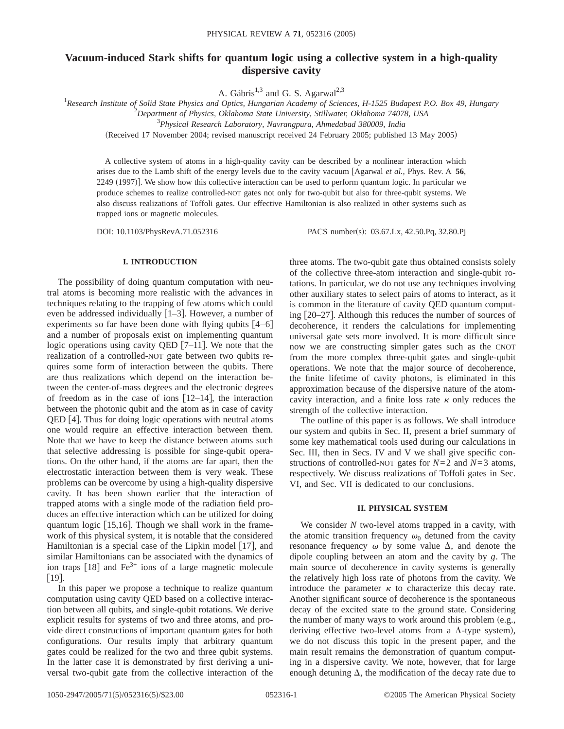# Vacuum-induced Stark shifts for quantum logic using a collective system in a high-quality dispersive cavity

A. Gábris[1,3] and G. S. Agarwal[2,3]

[1]*Research Institute of Solid State Physics and Optics, Hungarian Academy of Sciences, H-1525 Budapest P.O. Box 49, Hungary*
[2]*Department of Physics, Oklahoma State University, Stillwater, Oklahoma 74078, USA*
[3]*Physical Research Laboratory, Navrangpura, Ahmedabad 380009, India*

(Received 17 November 2004; revised manuscript received 24 February 2005; published 13 May 2005)

A collective system of atoms in a high-quality cavity can be described by a nonlinear interaction which arises due to the Lamb shift of the energy levels due to the cavity vacuum [Agarwal *et al.*, Phys. Rev. A **56**, 2249 (1997)]. We show how this collective interaction can be used to perform quantum logic. In particular we produce schemes to realize controlled-NOT gates not only for two-qubit but also for three-qubit systems. We also discuss realizations of Toffoli gates. Our effective Hamiltonian is also realized in other systems such as trapped ions or magnetic molecules.

DOI: 10.1103/PhysRevA.71.052316 PACS number(s): 03.67.Lx, 42.50.Pq, 32.80.Pj

## I. INTRODUCTION

The possibility of doing quantum computation with neutral atoms is becoming more realistic with the advances in techniques relating to the trapping of few atoms which could even be addressed individually [1–3]. However, a number of experiments so far have been done with flying qubits [4–6] and a number of proposals exist on implementing quantum logic operations using cavity QED [7–11]. We note that the realization of a controlled-NOT gate between two qubits requires some form of interaction between the qubits. There are thus realizations which depend on the interaction between the center-of-mass degrees and the electronic degrees of freedom as in the case of ions [12–14], the interaction between the photonic qubit and the atom as in case of cavity QED [4]. Thus for doing logic operations with neutral atoms one would require an effective interaction between them. Note that we have to keep the distance between atoms such that selective addressing is possible for singe-qubit operations. On the other hand, if the atoms are far apart, then the electrostatic interaction between them is very weak. These problems can be overcome by using a high-quality dispersive cavity. It has been shown earlier that the interaction of trapped atoms with a single mode of the radiation field produces an effective interaction which can be utilized for doing quantum logic [15,16]. Though we shall work in the framework of this physical system, it is notable that the considered Hamiltonian is a special case of the Lipkin model [17], and similar Hamiltonians can be associated with the dynamics of ion traps [18] and $Fe^{3+}$ ions of a large magnetic molecule [19].

In this paper we propose a technique to realize quantum computation using cavity QED based on a collective interaction between all qubits, and single-qubit rotations. We derive explicit results for systems of two and three atoms, and provide direct constructions of important quantum gates for both configurations. Our results imply that arbitrary quantum gates could be realized for the two and three qubit systems. In the latter case it is demonstrated by first deriving a universal two-qubit gate from the collective interaction of the three atoms. The two-qubit gate thus obtained consists solely of the collective three-atom interaction and single-qubit rotations. In particular, we do not use any techniques involving other auxiliary states to select pairs of atoms to interact, as it is common in the literature of cavity QED quantum computing [20–27]. Although this reduces the number of sources of decoherence, it renders the calculations for implementing universal gate sets more involved. It is more difficult since now we are constructing simpler gates such as the CNOT from the more complex three-qubit gates and single-qubit operations. We note that the major source of decoherence, the finite lifetime of cavity photons, is eliminated in this approximation because of the dispersive nature of the atom-cavity interaction, and a finite loss rate $\kappa$ only reduces the strength of the collective interaction.

The outline of this paper is as follows. We shall introduce our system and qubits in Sec. II, present a brief summary of some key mathematical tools used during our calculations in Sec. III, then in Secs. IV and V we shall give specific constructions of controlled-NOT gates for $N=2$ and $N=3$ atoms, respectively. We discuss realizations of Toffoli gates in Sec. VI, and Sec. VII is dedicated to our conclusions.

## II. PHYSICAL SYSTEM

We consider $N$ two-level atoms trapped in a cavity, with the atomic transition frequency $\omega_0$ detuned from the cavity resonance frequency $\omega$ by some value $\Delta$, and denote the dipole coupling between an atom and the cavity by $g$. The main source of decoherence in cavity systems is generally the relatively high loss rate of photons from the cavity. We introduce the parameter $\kappa$ to characterize this decay rate. Another significant source of decoherence is the spontaneous decay of the excited state to the ground state. Considering the number of many ways to work around this problem (e.g., deriving effective two-level atoms from a $\Lambda$-type system), we do not discuss this topic in the present paper, and the main result remains the demonstration of quantum computing in a dispersive cavity. We note, however, that for large enough detuning $\Delta$, the modification of the decay rate due to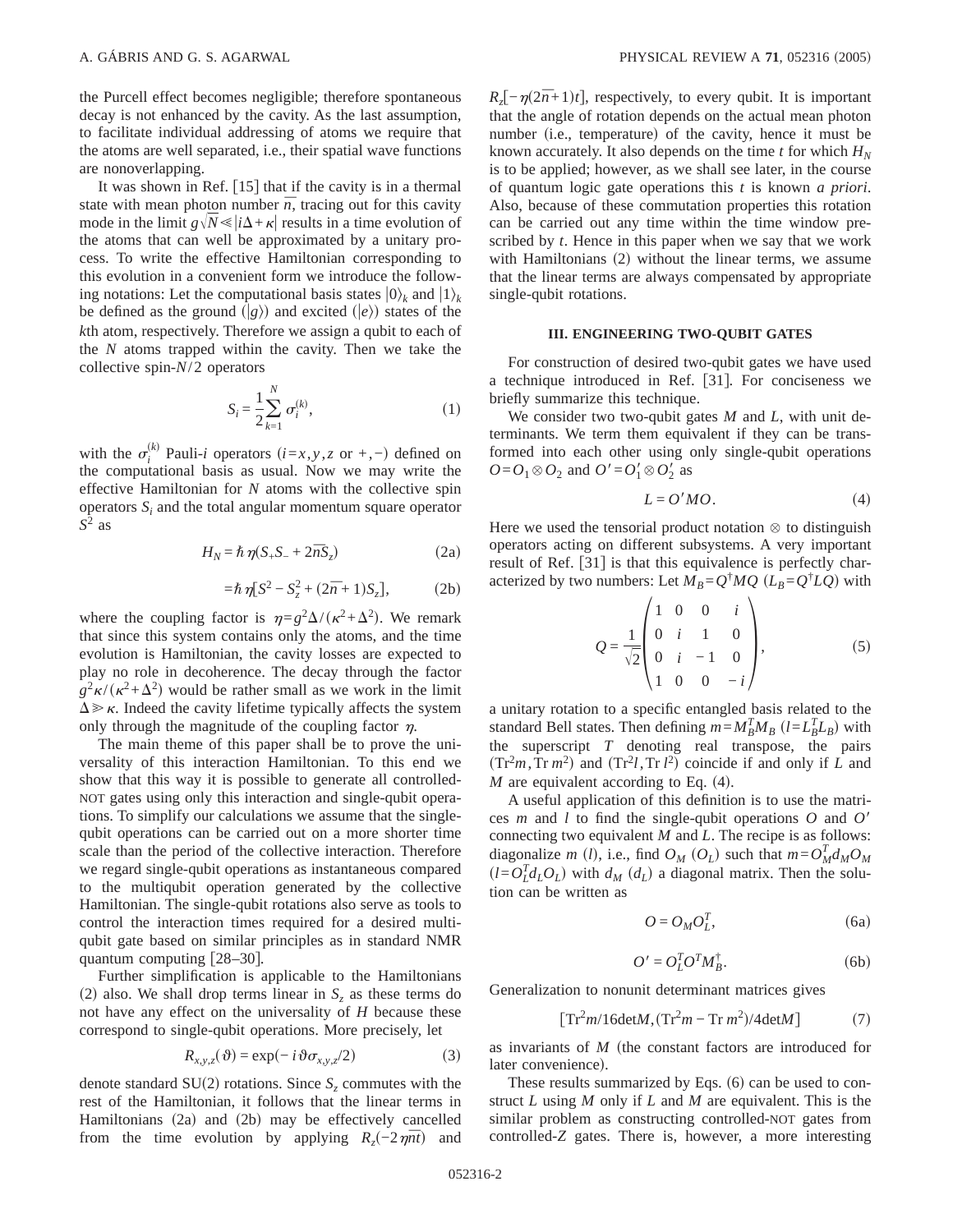the Purcell effect becomes negligible; therefore spontaneous decay is not enhanced by the cavity. As the last assumption, to facilitate individual addressing of atoms we require that the atoms are well separated, i.e., their spatial wave functions are nonoverlapping.

It was shown in Ref. [15] that if the cavity is in a thermal state with mean photon number $\bar{n}$, tracing out for this cavity mode in the limit $g\sqrt{N} \ll |i\Delta+\kappa|$ results in a time evolution of the atoms that can well be approximated by a unitary process. To write the effective Hamiltonian corresponding to this evolution in a convenient form we introduce the following notations: Let the computational basis states $|0\rangle_k$ and $|1\rangle_k$ be defined as the ground ($|g\rangle$) and excited ($|e\rangle$) states of the $k$th atom, respectively. Therefore we assign a qubit to each of the $N$ atoms trapped within the cavity. Then we take the collective spin-$N/2$ operators

$$S_i = \frac{1}{2}\sum_{k=1}^{N} \sigma_i^{(k)}, \tag{1}$$

with the $\sigma_i^{(k)}$ Pauli-$i$ operators ($i=x,y,z$ or $+,-$) defined on the computational basis as usual. Now we may write the effective Hamiltonian for $N$ atoms with the collective spin operators $S_i$ and the total angular momentum square operator $S^2$ as

$$H_N = \hbar\eta(S_+S_- + 2\bar{n}S_z) \tag{2a}$$

$$= \hbar\eta[S^2 - S_z^2 + (2\bar{n}+1)S_z], \tag{2b}$$

where the coupling factor is $\eta = g^2\Delta/(\kappa^2+\Delta^2)$. We remark that since this system contains only the atoms, and the time evolution is Hamiltonian, the cavity losses are expected to play no role in decoherence. The decay through the factor $g^2\kappa/(\kappa^2+\Delta^2)$ would be rather small as we work in the limit $\Delta \gg \kappa$. Indeed the cavity lifetime typically affects the system only through the magnitude of the coupling factor $\eta$.

The main theme of this paper shall be to prove the universality of this interaction Hamiltonian. To this end we show that this way it is possible to generate all controlled-NOT gates using only this interaction and single-qubit operations. To simplify our calculations we assume that the single-qubit operations can be carried out on a more shorter time scale than the period of the collective interaction. Therefore we regard single-qubit operations as instantaneous compared to the multiqubit operation generated by the collective Hamiltonian. The single-qubit rotations also serve as tools to control the interaction times required for a desired multiqubit gate based on similar principles as in standard NMR quantum computing [28–30].

Further simplification is applicable to the Hamiltonians (2) also. We shall drop terms linear in $S_z$ as these terms do not have any effect on the universality of $H$ because these correspond to single-qubit operations. More precisely, let

$$R_{x,y,z}(\vartheta) = \exp(-i\vartheta\sigma_{x,y,z}/2) \tag{3}$$

denote standard SU(2) rotations. Since $S_z$ commutes with the rest of the Hamiltonian, it follows that the linear terms in Hamiltonians (2a) and (2b) may be effectively cancelled from the time evolution by applying $R_z(-2\eta\bar{n}t)$ and $R_z[-\eta(2\bar{n}+1)t]$, respectively, to every qubit. It is important that the angle of rotation depends on the actual mean photon number (i.e., temperature) of the cavity, hence it must be known accurately. It also depends on the time $t$ for which $H_N$ is to be applied; however, as we shall see later, in the course of quantum logic gate operations this $t$ is known *a priori*. Also, because of these commutation properties this rotation can be carried out any time within the time window prescribed by $t$. Hence in this paper when we say that we work with Hamiltonians (2) without the linear terms, we assume that the linear terms are always compensated by appropriate single-qubit rotations.

### III. ENGINEERING TWO-QUBIT GATES

For construction of desired two-qubit gates we have used a technique introduced in Ref. [31]. For conciseness we briefly summarize this technique.

We consider two two-qubit gates $M$ and $L$, with unit determinants. We term them equivalent if they can be transformed into each other using only single-qubit operations $O = O_1 \otimes O_2$ and $O' = O_1' \otimes O_2'$ as

$$L = O'MO. \tag{4}$$

Here we used the tensorial product notation $\otimes$ to distinguish operators acting on different subsystems. A very important result of Ref. [31] is that this equivalence is perfectly characterized by two numbers: Let $M_B = Q^\dagger MQ$ ($L_B = Q^\dagger LQ$) with

$$Q = \frac{1}{\sqrt{2}}\begin{pmatrix} 1 & 0 & 0 & i \\ 0 & i & 1 & 0 \\ 0 & i & -1 & 0 \\ 1 & 0 & 0 & -i \end{pmatrix}, \tag{5}$$

a unitary rotation to a specific entangled basis related to the standard Bell states. Then defining $m = M_B^T M_B$ ($l = L_B^T L_B$) with the superscript $T$ denoting real transpose, the pairs $(\mathrm{Tr}^2 m, \mathrm{Tr}\, m^2)$ and $(\mathrm{Tr}^2 l, \mathrm{Tr}\, l^2)$ coincide if and only if $L$ and $M$ are equivalent according to Eq. (4).

A useful application of this definition is to use the matrices $m$ and $l$ to find the single-qubit operations $O$ and $O'$ connecting two equivalent $M$ and $L$. The recipe is as follows: diagonalize $m$ ($l$), i.e., find $O_M$ ($O_L$) such that $m = O_M^T d_M O_M$ ($l = O_L^T d_L O_L$) with $d_M$ ($d_L$) a diagonal matrix. Then the solution can be written as

$$O = O_M O_L^T, \tag{6a}$$

$$O' = O_L^T O^T M_B^\dagger. \tag{6b}$$

Generalization to nonunit determinant matrices gives

$$[\mathrm{Tr}^2 m/16\det M, (\mathrm{Tr}^2 m - \mathrm{Tr}\, m^2)/4\det M] \tag{7}$$

as invariants of $M$ (the constant factors are introduced for later convenience).

These results summarized by Eqs. (6) can be used to construct $L$ using $M$ only if $L$ and $M$ are equivalent. This is the similar problem as constructing controlled-NOT gates from controlled-$Z$ gates. There is, however, a more interesting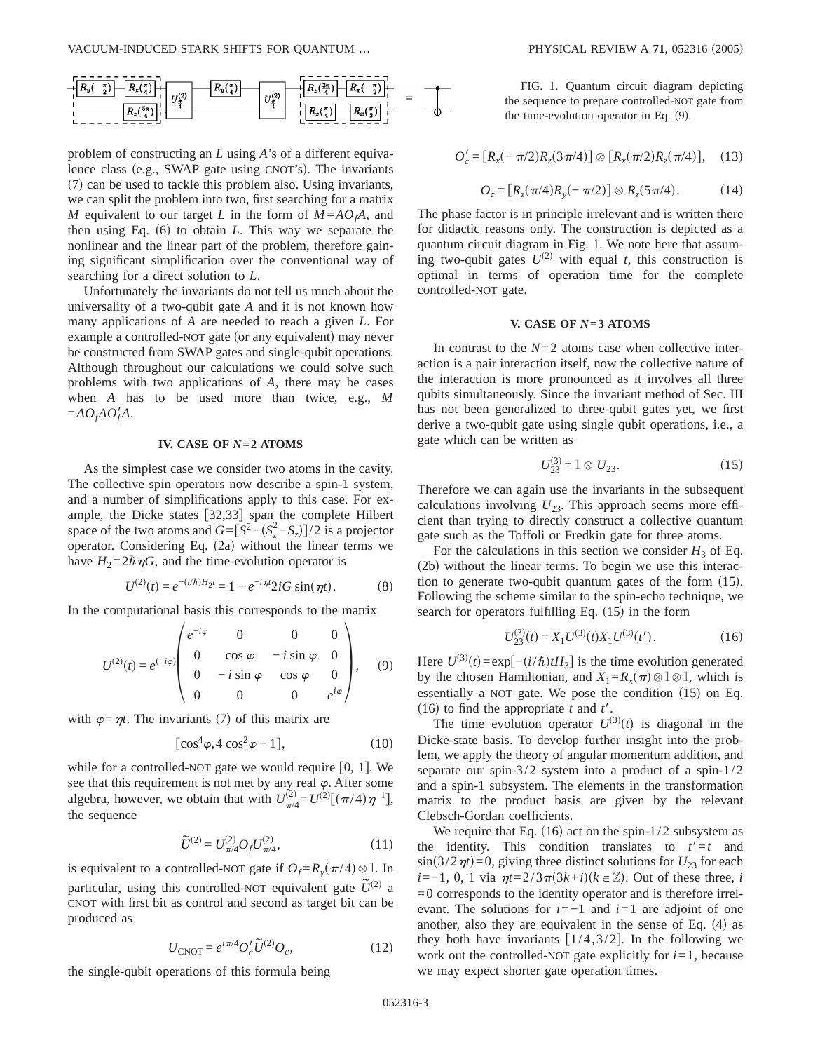FIG. 1. Quantum circuit diagram depicting the sequence to prepare controlled-NOT gate from the time-evolution operator in Eq. (9).

problem of constructing an $L$ using $A$'s of a different equivalence class (e.g., SWAP gate using CNOT's). The invariants (7) can be used to tackle this problem also. Using invariants, we can split the problem into two, first searching for a matrix $M$ equivalent to our target $L$ in the form of $M=AO_fA$, and then using Eq. (6) to obtain $L$. This way we separate the nonlinear and the linear part of the problem, therefore gaining significant simplification over the conventional way of searching for a direct solution to $L$.

Unfortunately the invariants do not tell us much about the universality of a two-qubit gate $A$ and it is not known how many applications of $A$ are needed to reach a given $L$. For example a controlled-NOT gate (or any equivalent) may never be constructed from SWAP gates and single-qubit operations. Although throughout our calculations we could solve such problems with two applications of $A$, there may be cases when $A$ has to be used more than twice, e.g., $M=AO_fAO_f'A$.

## IV. CASE OF $N=2$ ATOMS

As the simplest case we consider two atoms in the cavity. The collective spin operators now describe a spin-1 system, and a number of simplifications apply to this case. For example, the Dicke states [32,33] span the complete Hilbert space of the two atoms and $G=[S^2-(S_z^2-S_z)]/2$ is a projector operator. Considering Eq. (2a) without the linear terms we have $H_2=2\hbar\eta G$, and the time-evolution operator is

$$U^{(2)}(t)=e^{-(i/\hbar)H_2 t}=1-e^{-i\eta t}2iG\sin(\eta t). \tag{8}$$

In the computational basis this corresponds to the matrix

$$U^{(2)}(t)=e^{(-i\varphi)}\begin{pmatrix} e^{-i\varphi} & 0 & 0 & 0\\ 0 & \cos\varphi & -i\sin\varphi & 0\\ 0 & -i\sin\varphi & \cos\varphi & 0\\ 0 & 0 & 0 & e^{i\varphi}\end{pmatrix}, \tag{9}$$

with $\varphi=\eta t$. The invariants (7) of this matrix are

$$[\cos^4\varphi, 4\cos^2\varphi-1], \tag{10}$$

while for a controlled-NOT gate we would require $[0,1]$. We see that this requirement is not met by any real $\varphi$. After some algebra, however, we obtain that with $U^{(2)}_{\pi/4}=U^{(2)}[(\pi/4)\eta^{-1}]$, the sequence

$$\tilde{U}^{(2)}=U^{(2)}_{\pi/4}O_f U^{(2)}_{\pi/4}, \tag{11}$$

is equivalent to a controlled-NOT gate if $O_f=R_y(\pi/4)\otimes \mathbb{1}$. In particular, using this controlled-NOT equivalent gate $\tilde{U}^{(2)}$ a CNOT with first bit as control and second as target bit can be produced as

$$U_{\text{CNOT}}=e^{i\pi/4}O_c'\tilde{U}^{(2)}O_c, \tag{12}$$

the single-qubit operations of this formula being

$$O_c'=[R_x(-\pi/2)R_z(3\pi/4)]\otimes[R_x(\pi/2)R_z(\pi/4)], \tag{13}$$

$$O_c=[R_z(\pi/4)R_y(-\pi/2)]\otimes R_z(5\pi/4). \tag{14}$$

The phase factor is in principle irrelevant and is written there for didactic reasons only. The construction is depicted as a quantum circuit diagram in Fig. 1. We note here that assuming two-qubit gates $U^{(2)}$ with equal $t$, this construction is optimal in terms of operation time for the complete controlled-NOT gate.

## V. CASE OF $N=3$ ATOMS

In contrast to the $N=2$ atoms case when collective interaction is a pair interaction itself, now the collective nature of the interaction is more pronounced as it involves all three qubits simultaneously. Since the invariant method of Sec. III has not been generalized to three-qubit gates yet, we first derive a two-qubit gate using single qubit operations, i.e., a gate which can be written as

$$U^{(3)}_{23}=\mathbb{1}\otimes U_{23}. \tag{15}$$

Therefore we can again use the invariants in the subsequent calculations involving $U_{23}$. This approach seems more efficient than trying to directly construct a collective quantum gate such as the Toffoli or Fredkin gate for three atoms.

For the calculations in this section we consider $H_3$ of Eq. (2b) without the linear terms. To begin we use this interaction to generate two-qubit quantum gates of the form (15). Following the scheme similar to the spin-echo technique, we search for operators fulfilling Eq. (15) in the form

$$U^{(3)}_{23}(t)=X_1U^{(3)}(t)X_1U^{(3)}(t'). \tag{16}$$

Here $U^{(3)}(t)=\exp[-(i/\hbar)tH_3]$ is the time evolution generated by the chosen Hamiltonian, and $X_1=R_x(\pi)\otimes\mathbb{1}\otimes\mathbb{1}$, which is essentially a NOT gate. We pose the condition (15) on Eq. (16) to find the appropriate $t$ and $t'$.

The time evolution operator $U^{(3)}(t)$ is diagonal in the Dicke-state basis. To develop further insight into the problem, we apply the theory of angular momentum addition, and separate our spin-3/2 system into a product of a spin-1/2 and a spin-1 subsystem. The elements in the transformation matrix to the product basis are given by the relevant Clebsch-Gordan coefficients.

We require that Eq. (16) act on the spin-1/2 subsystem as the identity. This condition translates to $t'=t$ and $\sin(3/2\eta t)=0$, giving three distinct solutions for $U_{23}$ for each $i=-1,0,1$ via $\eta t=2/3\pi(3k+i)(k\in\mathbb{Z})$. Out of these three, $i=0$ corresponds to the identity operator and is therefore irrelevant. The solutions for $i=-1$ and $i=1$ are adjoint of one another, also they are equivalent in the sense of Eq. (4) as they both have invariants $[1/4,3/2]$. In the following we work out the controlled-NOT gate explicitly for $i=1$, because we may expect shorter gate operation times.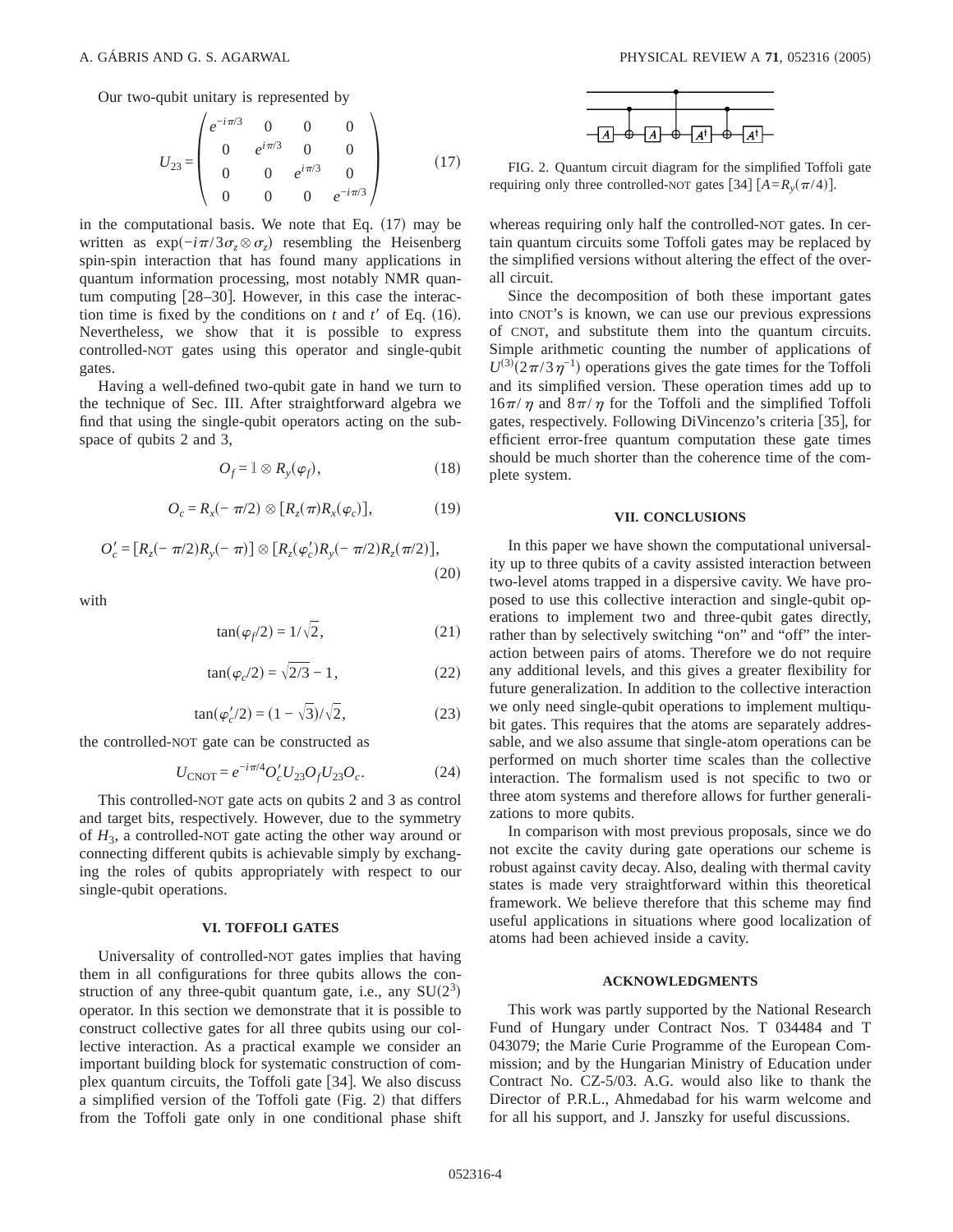Our two-qubit unitary is represented by

$$U_{23} = \begin{pmatrix} e^{-i\pi/3} & 0 & 0 & 0 \\ 0 & e^{i\pi/3} & 0 & 0 \\ 0 & 0 & e^{i\pi/3} & 0 \\ 0 & 0 & 0 & e^{-i\pi/3} \end{pmatrix} \tag{17}$$

in the computational basis. We note that Eq. (17) may be written as $\exp(-i\pi/3\sigma_z \otimes \sigma_z)$ resembling the Heisenberg spin-spin interaction that has found many applications in quantum information processing, most notably NMR quantum computing [28–30]. However, in this case the interaction time is fixed by the conditions on $t$ and $t'$ of Eq. (16). Nevertheless, we show that it is possible to express controlled-NOT gates using this operator and single-qubit gates.

Having a well-defined two-qubit gate in hand we turn to the technique of Sec. III. After straightforward algebra we find that using the single-qubit operators acting on the subspace of qubits 2 and 3,

$$O_f = \mathbb{1} \otimes R_y(\varphi_f), \tag{18}$$

$$O_c = R_x(-\pi/2) \otimes [R_z(\pi)R_x(\varphi_c)], \tag{19}$$

$$O_c' = [R_z(-\pi/2)R_y(-\pi)] \otimes [R_z(\varphi_c')R_y(-\pi/2)R_z(\pi/2)], \tag{20}$$

with

$$\tan(\varphi_f/2) = 1/\sqrt{2}, \tag{21}$$

$$\tan(\varphi_c/2) = \sqrt{2/3} - 1, \tag{22}$$

$$\tan(\varphi_c'/2) = (1-\sqrt{3})/\sqrt{2}, \tag{23}$$

the controlled-NOT gate can be constructed as

$$U_{\mathrm{CNOT}} = e^{-i\pi/4} O_c' U_{23} O_f U_{23} O_c. \tag{24}$$

This controlled-NOT gate acts on qubits 2 and 3 as control and target bits, respectively. However, due to the symmetry of $H_3$, a controlled-NOT gate acting the other way around or connecting different qubits is achievable simply by exchanging the roles of qubits appropriately with respect to our single-qubit operations.

## VI. TOFFOLI GATES

Universality of controlled-NOT gates implies that having them in all configurations for three qubits allows the construction of any three-qubit quantum gate, i.e., any $SU(2^3)$ operator. In this section we demonstrate that it is possible to construct collective gates for all three qubits using our collective interaction. As a practical example we consider an important building block for systematic construction of complex quantum circuits, the Toffoli gate [34]. We also discuss a simplified version of the Toffoli gate (Fig. 2) that differs from the Toffoli gate only in one conditional phase shift whereas requiring only half the controlled-NOT gates. In certain quantum circuits some Toffoli gates may be replaced by the simplified versions without altering the effect of the overall circuit.

FIG. 2. Quantum circuit diagram for the simplified Toffoli gate requiring only three controlled-NOT gates [34] [$A = R_y(\pi/4)$].

Since the decomposition of both these important gates into CNOT's is known, we can use our previous expressions of CNOT, and substitute them into the quantum circuits. Simple arithmetic counting the number of applications of $U^{(3)}(2\pi/3\eta^{-1})$ operations gives the gate times for the Toffoli and its simplified version. These operation times add up to $16\pi/\eta$ and $8\pi/\eta$ for the Toffoli and the simplified Toffoli gates, respectively. Following DiVincenzo's criteria [35], for efficient error-free quantum computation these gate times should be much shorter than the coherence time of the complete system.

## VII. CONCLUSIONS

In this paper we have shown the computational universality up to three qubits of a cavity assisted interaction between two-level atoms trapped in a dispersive cavity. We have proposed to use this collective interaction and single-qubit operations to implement two and three-qubit gates directly, rather than by selectively switching "on" and "off" the interaction between pairs of atoms. Therefore we do not require any additional levels, and this gives a greater flexibility for future generalization. In addition to the collective interaction we only need single-qubit operations to implement multiqubit gates. This requires that the atoms are separately addressable, and we also assume that single-atom operations can be performed on much shorter time scales than the collective interaction. The formalism used is not specific to two or three atom systems and therefore allows for further generalizations to more qubits.

In comparison with most previous proposals, since we do not excite the cavity during gate operations our scheme is robust against cavity decay. Also, dealing with thermal cavity states is made very straightforward within this theoretical framework. We believe therefore that this scheme may find useful applications in situations where good localization of atoms had been achieved inside a cavity.

## ACKNOWLEDGMENTS

This work was partly supported by the National Research Fund of Hungary under Contract Nos. T 034484 and T 043079; the Marie Curie Programme of the European Commission; and by the Hungarian Ministry of Education under Contract No. CZ-5/03. A.G. would also like to thank the Director of P.R.L., Ahmedabad for his warm welcome and for all his support, and J. Janszky for useful discussions.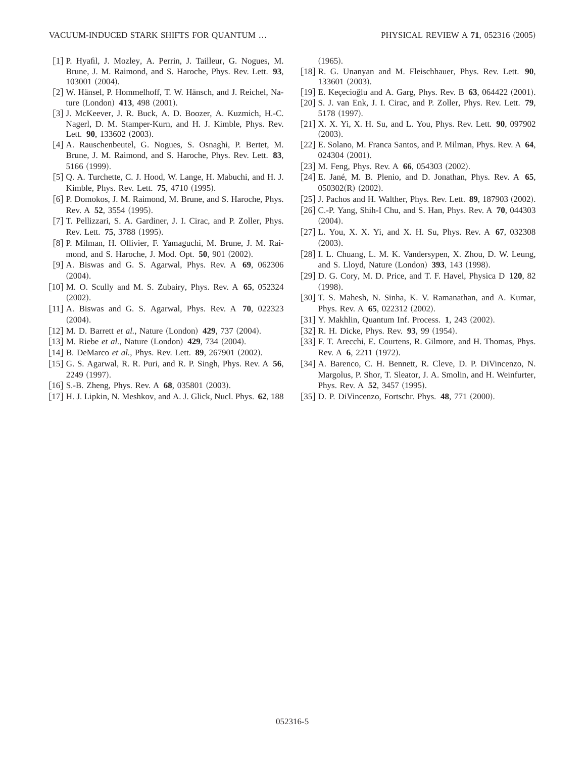[1] P. Hyafil, J. Mozley, A. Perrin, J. Tailleur, G. Nogues, M. Brune, J. M. Raimond, and S. Haroche, Phys. Rev. Lett. **93**, 103001 (2004).

[2] W. Hänsel, P. Hommelhoff, T. W. Hänsch, and J. Reichel, Nature (London) **413**, 498 (2001).

[3] J. McKeever, J. R. Buck, A. D. Boozer, A. Kuzmich, H.-C. Nagerl, D. M. Stamper-Kurn, and H. J. Kimble, Phys. Rev. Lett. **90**, 133602 (2003).

[4] A. Rauschenbeutel, G. Nogues, S. Osnaghi, P. Bertet, M. Brune, J. M. Raimond, and S. Haroche, Phys. Rev. Lett. **83**, 5166 (1999).

[5] Q. A. Turchette, C. J. Hood, W. Lange, H. Mabuchi, and H. J. Kimble, Phys. Rev. Lett. **75**, 4710 (1995).

[6] P. Domokos, J. M. Raimond, M. Brune, and S. Haroche, Phys. Rev. A **52**, 3554 (1995).

[7] T. Pellizzari, S. A. Gardiner, J. I. Cirac, and P. Zoller, Phys. Rev. Lett. **75**, 3788 (1995).

[8] P. Milman, H. Ollivier, F. Yamaguchi, M. Brune, J. M. Raimond, and S. Haroche, J. Mod. Opt. **50**, 901 (2002).

[9] A. Biswas and G. S. Agarwal, Phys. Rev. A **69**, 062306 (2004).

[10] M. O. Scully and M. S. Zubairy, Phys. Rev. A **65**, 052324 (2002).

[11] A. Biswas and G. S. Agarwal, Phys. Rev. A **70**, 022323 (2004).

[12] M. D. Barrett *et al.*, Nature (London) **429**, 737 (2004).

[13] M. Riebe *et al.*, Nature (London) **429**, 734 (2004).

[14] B. DeMarco *et al.*, Phys. Rev. Lett. **89**, 267901 (2002).

[15] G. S. Agarwal, R. R. Puri, and R. P. Singh, Phys. Rev. A **56**, 2249 (1997).

[16] S.-B. Zheng, Phys. Rev. A **68**, 035801 (2003).

[17] H. J. Lipkin, N. Meshkov, and A. J. Glick, Nucl. Phys. **62**, 188 (1965).

[18] R. G. Unanyan and M. Fleischhauer, Phys. Rev. Lett. **90**, 133601 (2003).

[19] E. Keçecioğlu and A. Garg, Phys. Rev. B **63**, 064422 (2001).

[20] S. J. van Enk, J. I. Cirac, and P. Zoller, Phys. Rev. Lett. **79**, 5178 (1997).

[21] X. X. Yi, X. H. Su, and L. You, Phys. Rev. Lett. **90**, 097902 (2003).

[22] E. Solano, M. Franca Santos, and P. Milman, Phys. Rev. A **64**, 024304 (2001).

[23] M. Feng, Phys. Rev. A **66**, 054303 (2002).

[24] E. Jané, M. B. Plenio, and D. Jonathan, Phys. Rev. A **65**, 050302(R) (2002).

[25] J. Pachos and H. Walther, Phys. Rev. Lett. **89**, 187903 (2002).

[26] C.-P. Yang, Shih-I Chu, and S. Han, Phys. Rev. A **70**, 044303 (2004).

[27] L. You, X. X. Yi, and X. H. Su, Phys. Rev. A **67**, 032308 (2003).

[28] I. L. Chuang, L. M. K. Vandersypen, X. Zhou, D. W. Leung, and S. Lloyd, Nature (London) **393**, 143 (1998).

[29] D. G. Cory, M. D. Price, and T. F. Havel, Physica D **120**, 82 (1998).

[30] T. S. Mahesh, N. Sinha, K. V. Ramanathan, and A. Kumar, Phys. Rev. A **65**, 022312 (2002).

[31] Y. Makhlin, Quantum Inf. Process. **1**, 243 (2002).

[32] R. H. Dicke, Phys. Rev. **93**, 99 (1954).

[33] F. T. Arecchi, E. Courtens, R. Gilmore, and H. Thomas, Phys. Rev. A **6**, 2211 (1972).

[34] A. Barenco, C. H. Bennett, R. Cleve, D. P. DiVincenzo, N. Margolus, P. Shor, T. Sleator, J. A. Smolin, and H. Weinfurter, Phys. Rev. A **52**, 3457 (1995).

[35] D. P. DiVincenzo, Fortschr. Phys. **48**, 771 (2000).